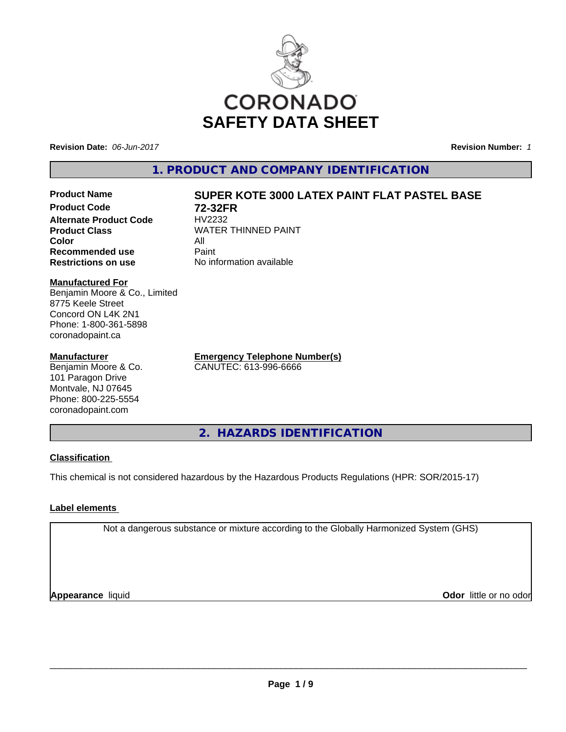CORONADO

# SAFETY DATA SHEET

**Revision Date:** *06-Jun-2017* **Revision Number:** *1*

## 1. PRODUCT AND COMPANY IDENTIFICATION

| | |
|---|---|
| **Product Name** | **SUPER KOTE 3000 LATEX PAINT FLAT PASTEL BASE** |
| **Product Code** | **72-32FR** |
| **Alternate Product Code** | HV2232 |
| **Product Class** | WATER THINNED PAINT |
| **Color** | All |
| **Recommended use** | Paint |
| **Restrictions on use** | No information available |

**Manufactured For**
Benjamin Moore & Co., Limited
8775 Keele Street
Concord ON L4K 2N1
Phone: 1-800-361-5898
coronadopaint.ca

**Manufacturer**
Benjamin Moore & Co.
101 Paragon Drive
Montvale, NJ 07645
Phone: 800-225-5554
coronadopaint.com

**Emergency Telephone Number(s)**
CANUTEC: 613-996-6666

## 2. HAZARDS IDENTIFICATION

**Classification**

This chemical is not considered hazardous by the Hazardous Products Regulations (HPR: SOR/2015-17)

**Label elements**

Not a dangerous substance or mixture according to the Globally Harmonized System (GHS)

**Appearance** liquid **Odor** little or no odor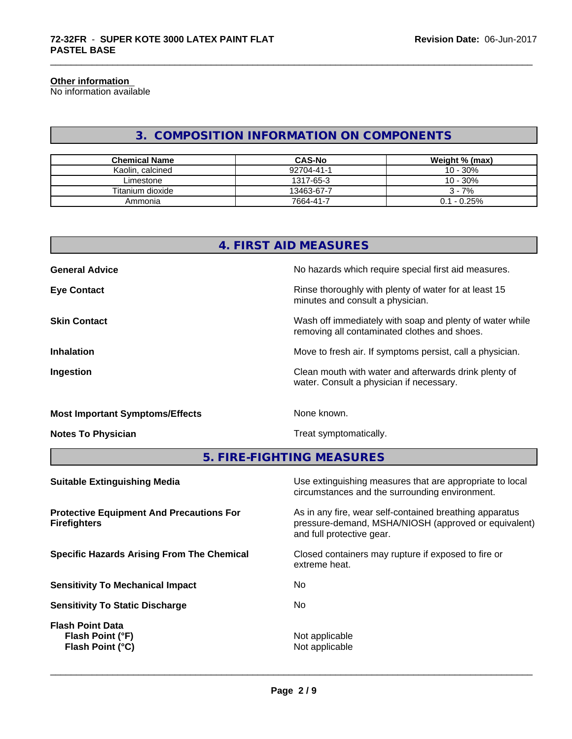**Other information**
No information available

## 3. COMPOSITION INFORMATION ON COMPONENTS

| Chemical Name | CAS-No | Weight % (max) |
|---|---|---|
| Kaolin, calcined | 92704-41-1 | 10 - 30% |
| Limestone | 1317-65-3 | 10 - 30% |
| Titanium dioxide | 13463-67-7 | 3 - 7% |
| Ammonia | 7664-41-7 | 0.1 - 0.25% |

## 4. FIRST AID MEASURES

**General Advice** No hazards which require special first aid measures.

**Eye Contact** Rinse thoroughly with plenty of water for at least 15 minutes and consult a physician.

**Skin Contact** Wash off immediately with soap and plenty of water while removing all contaminated clothes and shoes.

**Inhalation** Move to fresh air. If symptoms persist, call a physician.

**Ingestion** Clean mouth with water and afterwards drink plenty of water. Consult a physician if necessary.

**Most Important Symptoms/Effects** None known.

**Notes To Physician** Treat symptomatically.

## 5. FIRE-FIGHTING MEASURES

**Suitable Extinguishing Media** Use extinguishing measures that are appropriate to local circumstances and the surrounding environment.

**Protective Equipment And Precautions For Firefighters** As in any fire, wear self-contained breathing apparatus pressure-demand, MSHA/NIOSH (approved or equivalent) and full protective gear.

**Specific Hazards Arising From The Chemical** Closed containers may rupture if exposed to fire or extreme heat.

**Sensitivity To Mechanical Impact** No

**Sensitivity To Static Discharge** No

**Flash Point Data**
**Flash Point (°F)** Not applicable
**Flash Point (°C)** Not applicable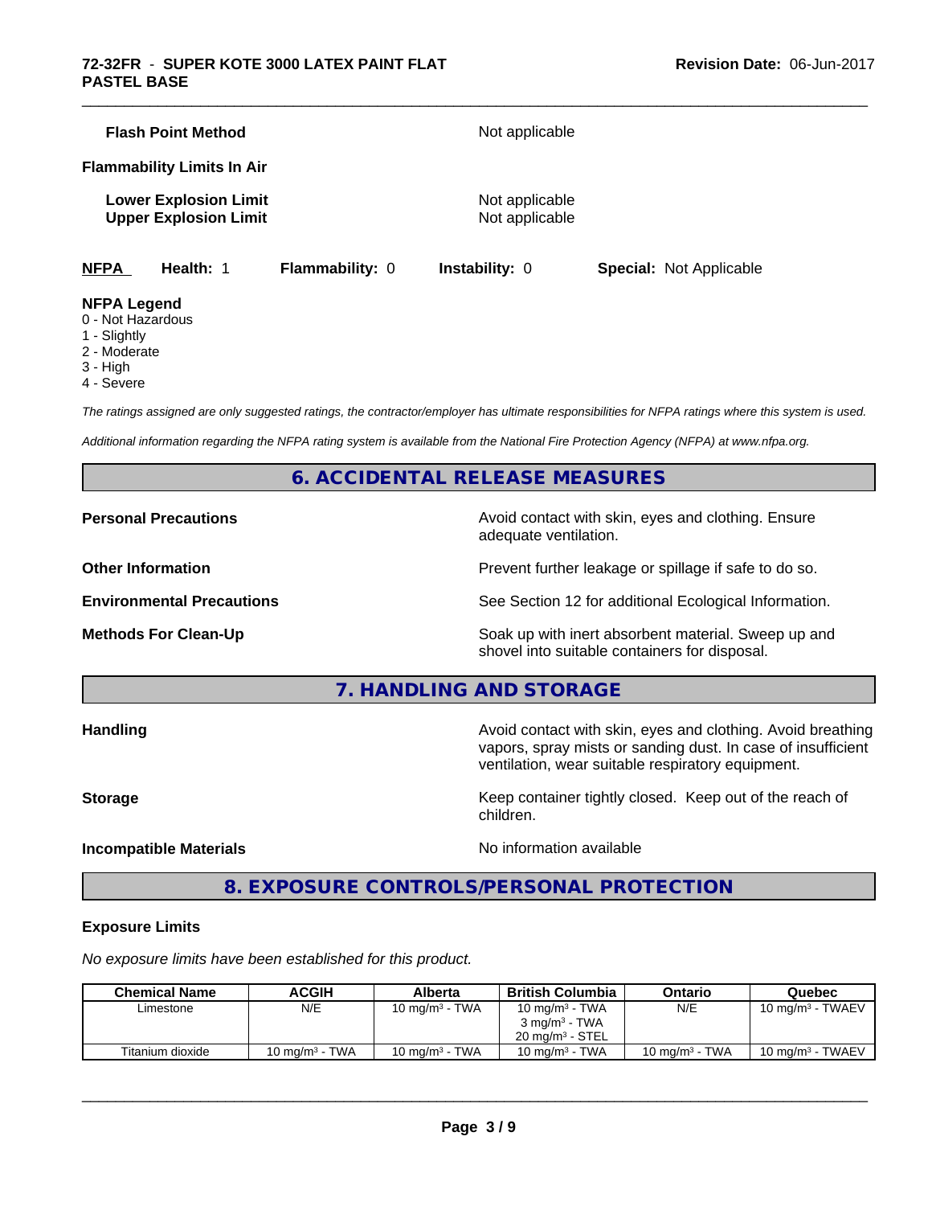**Flash Point Method** Not applicable

**Flammability Limits In Air**

**Lower Explosion Limit** Not applicable
**Upper Explosion Limit** Not applicable

**NFPA** **Health:** 1 **Flammability:** 0 **Instability:** 0 **Special:** Not Applicable

**NFPA Legend**
0 - Not Hazardous
1 - Slightly
2 - Moderate
3 - High
4 - Severe

*The ratings assigned are only suggested ratings, the contractor/employer has ultimate responsibilities for NFPA ratings where this system is used.*

*Additional information regarding the NFPA rating system is available from the National Fire Protection Agency (NFPA) at www.nfpa.org.*

## 6. ACCIDENTAL RELEASE MEASURES

**Personal Precautions** Avoid contact with skin, eyes and clothing. Ensure adequate ventilation.

**Other Information** Prevent further leakage or spillage if safe to do so.

**Environmental Precautions** See Section 12 for additional Ecological Information.

**Methods For Clean-Up** Soak up with inert absorbent material. Sweep up and shovel into suitable containers for disposal.

## 7. HANDLING AND STORAGE

**Handling** Avoid contact with skin, eyes and clothing. Avoid breathing vapors, spray mists or sanding dust. In case of insufficient ventilation, wear suitable respiratory equipment.

**Storage** Keep container tightly closed. Keep out of the reach of children.

**Incompatible Materials** No information available

## 8. EXPOSURE CONTROLS/PERSONAL PROTECTION

**Exposure Limits**

*No exposure limits have been established for this product.*

| Chemical Name | ACGIH | Alberta | British Columbia | Ontario | Quebec |
|---|---|---|---|---|---|
| Limestone | N/E | 10 mg/m³ - TWA | 10 mg/m³ - TWA<br>3 mg/m³ - TWA<br>20 mg/m³ - STEL | N/E | 10 mg/m³ - TWAEV |
| Titanium dioxide | 10 mg/m³ - TWA | 10 mg/m³ - TWA | 10 mg/m³ - TWA | 10 mg/m³ - TWA | 10 mg/m³ - TWAEV |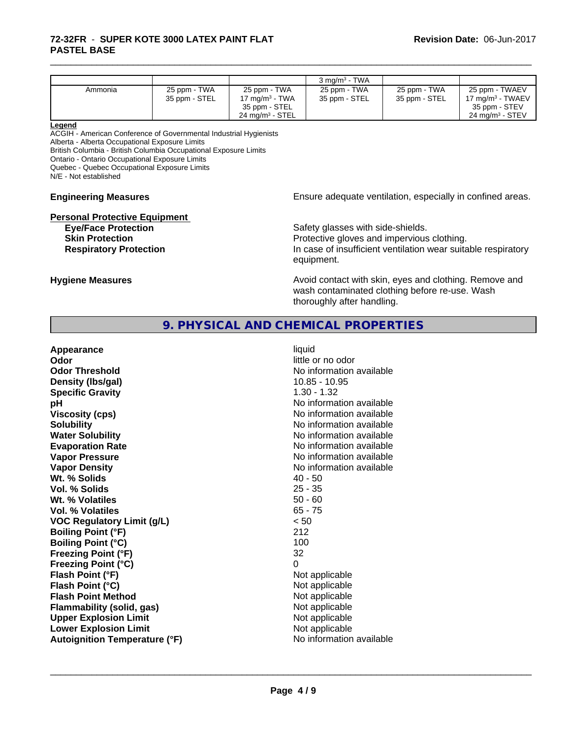| | | | | | |
|---|---|---|---|---|---|
| | | | 3 mg/m³ - TWA | | |
| Ammonia | 25 ppm - TWA<br>35 ppm - STEL | 25 ppm - TWA<br>17 mg/m³ - TWA<br>35 ppm - STEL<br>24 mg/m³ - STEL | 25 ppm - TWA<br>35 ppm - STEL | 25 ppm - TWA<br>35 ppm - STEL | 25 ppm - TWAEV<br>17 mg/m³ - TWAEV<br>35 ppm - STEV<br>24 mg/m³ - STEV |

**Legend**

ACGIH - American Conference of Governmental Industrial Hygienists
Alberta - Alberta Occupational Exposure Limits
British Columbia - British Columbia Occupational Exposure Limits
Ontario - Ontario Occupational Exposure Limits
Quebec - Quebec Occupational Exposure Limits
N/E - Not established

**Engineering Measures** Ensure adequate ventilation, especially in confined areas.

**Personal Protective Equipment**

**Eye/Face Protection** Safety glasses with side-shields.
**Skin Protection** Protective gloves and impervious clothing.
**Respiratory Protection** In case of insufficient ventilation wear suitable respiratory equipment.

**Hygiene Measures** Avoid contact with skin, eyes and clothing. Remove and wash contaminated clothing before re-use. Wash thoroughly after handling.

## 9. PHYSICAL AND CHEMICAL PROPERTIES

| | |
|---|---|
| **Appearance** | liquid |
| **Odor** | little or no odor |
| **Odor Threshold** | No information available |
| **Density (lbs/gal)** | 10.85 - 10.95 |
| **Specific Gravity** | 1.30 - 1.32 |
| **pH** | No information available |
| **Viscosity (cps)** | No information available |
| **Solubility** | No information available |
| **Water Solubility** | No information available |
| **Evaporation Rate** | No information available |
| **Vapor Pressure** | No information available |
| **Vapor Density** | No information available |
| **Wt. % Solids** | 40 - 50 |
| **Vol. % Solids** | 25 - 35 |
| **Wt. % Volatiles** | 50 - 60 |
| **Vol. % Volatiles** | 65 - 75 |
| **VOC Regulatory Limit (g/L)** | < 50 |
| **Boiling Point (°F)** | 212 |
| **Boiling Point (°C)** | 100 |
| **Freezing Point (°F)** | 32 |
| **Freezing Point (°C)** | 0 |
| **Flash Point (°F)** | Not applicable |
| **Flash Point (°C)** | Not applicable |
| **Flash Point Method** | Not applicable |
| **Flammability (solid, gas)** | Not applicable |
| **Upper Explosion Limit** | Not applicable |
| **Lower Explosion Limit** | Not applicable |
| **Autoignition Temperature (°F)** | No information available |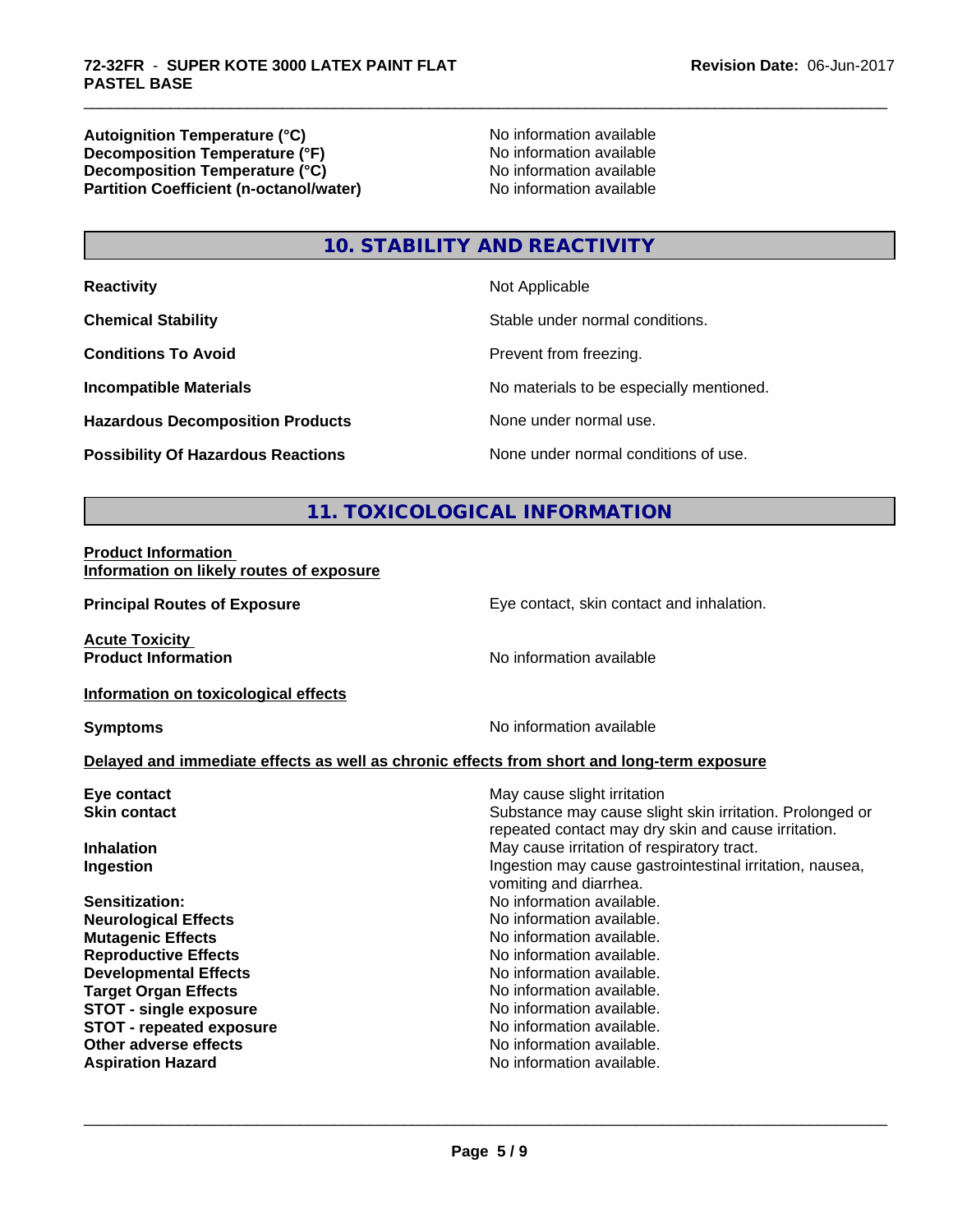| | |
|---|---|
| **Autoignition Temperature (°C)** | No information available |
| **Decomposition Temperature (°F)** | No information available |
| **Decomposition Temperature (°C)** | No information available |
| **Partition Coefficient (n-octanol/water)** | No information available |

## 10. STABILITY AND REACTIVITY

| | |
|---|---|
| **Reactivity** | Not Applicable |
| **Chemical Stability** | Stable under normal conditions. |
| **Conditions To Avoid** | Prevent from freezing. |
| **Incompatible Materials** | No materials to be especially mentioned. |
| **Hazardous Decomposition Products** | None under normal use. |
| **Possibility Of Hazardous Reactions** | None under normal conditions of use. |

## 11. TOXICOLOGICAL INFORMATION

**Product Information**
**Information on likely routes of exposure**

**Principal Routes of Exposure** — Eye contact, skin contact and inhalation.

**Acute Toxicity**
**Product Information** — No information available

**Information on toxicological effects**

**Symptoms** — No information available

**Delayed and immediate effects as well as chronic effects from short and long-term exposure**

| | |
|---|---|
| **Eye contact** | May cause slight irritation |
| **Skin contact** | Substance may cause slight skin irritation. Prolonged or repeated contact may dry skin and cause irritation. |
| **Inhalation** | May cause irritation of respiratory tract. |
| **Ingestion** | Ingestion may cause gastrointestinal irritation, nausea, vomiting and diarrhea. |
| **Sensitization:** | No information available. |
| **Neurological Effects** | No information available. |
| **Mutagenic Effects** | No information available. |
| **Reproductive Effects** | No information available. |
| **Developmental Effects** | No information available. |
| **Target Organ Effects** | No information available. |
| **STOT - single exposure** | No information available. |
| **STOT - repeated exposure** | No information available. |
| **Other adverse effects** | No information available. |
| **Aspiration Hazard** | No information available. |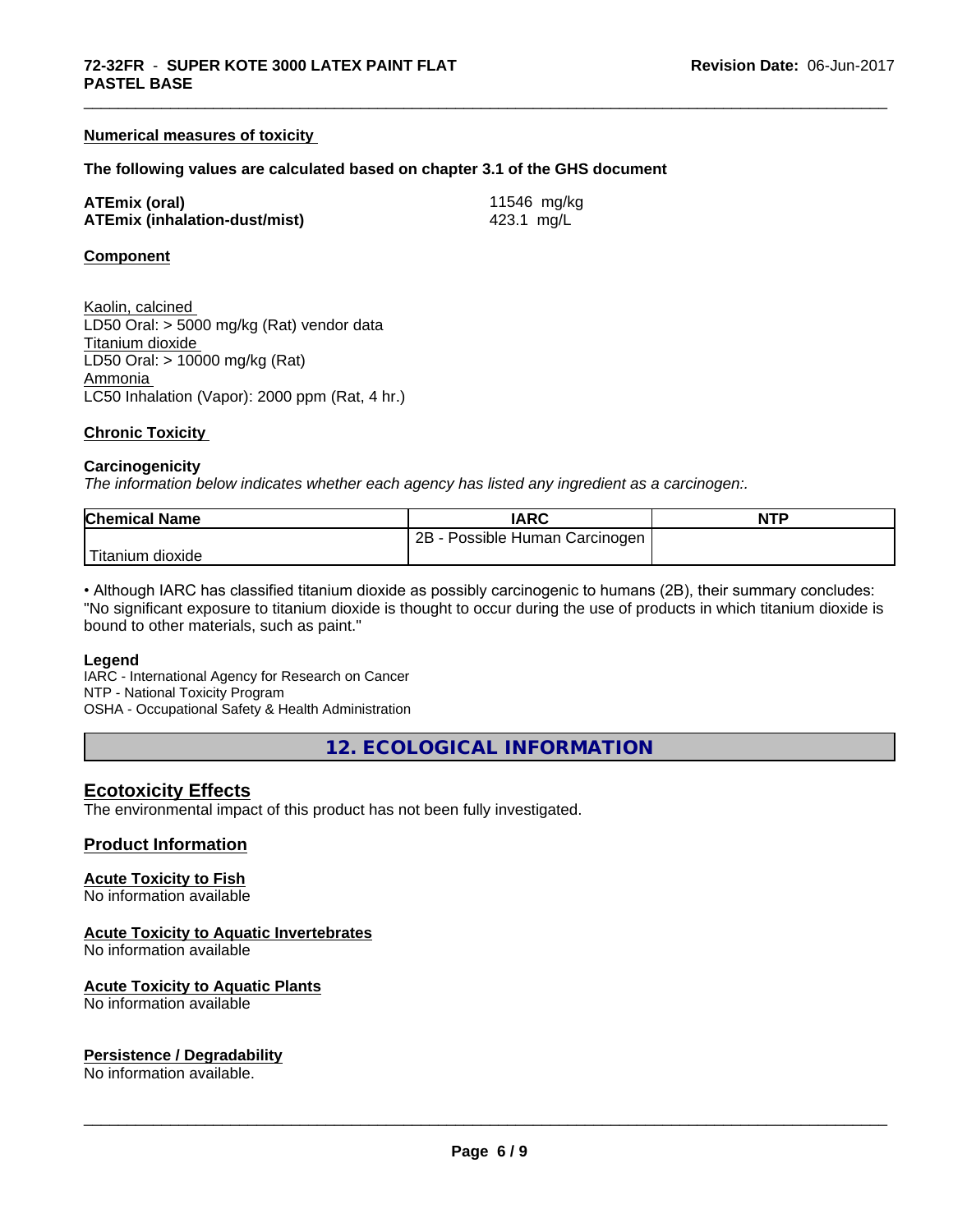### Numerical measures of toxicity

**The following values are calculated based on chapter 3.1 of the GHS document**

| | |
|---|---|
| **ATEmix (oral)** | 11546 mg/kg |
| **ATEmix (inhalation-dust/mist)** | 423.1 mg/L |

### Component

Kaolin, calcined
LD50 Oral: > 5000 mg/kg (Rat) vendor data
Titanium dioxide
LD50 Oral: > 10000 mg/kg (Rat)
Ammonia
LC50 Inhalation (Vapor): 2000 ppm (Rat, 4 hr.)

### Chronic Toxicity

**Carcinogenicity**

*The information below indicates whether each agency has listed any ingredient as a carcinogen:.*

| Chemical Name | IARC | NTP |
|---|---|---|
| Titanium dioxide | 2B - Possible Human Carcinogen | |

• Although IARC has classified titanium dioxide as possibly carcinogenic to humans (2B), their summary concludes: "No significant exposure to titanium dioxide is thought to occur during the use of products in which titanium dioxide is bound to other materials, such as paint."

**Legend**

IARC - International Agency for Research on Cancer
NTP - National Toxicity Program
OSHA - Occupational Safety & Health Administration

## 12. ECOLOGICAL INFORMATION

### Ecotoxicity Effects

The environmental impact of this product has not been fully investigated.

### Product Information

**Acute Toxicity to Fish**
No information available

**Acute Toxicity to Aquatic Invertebrates**
No information available

**Acute Toxicity to Aquatic Plants**
No information available

**Persistence / Degradability**
No information available.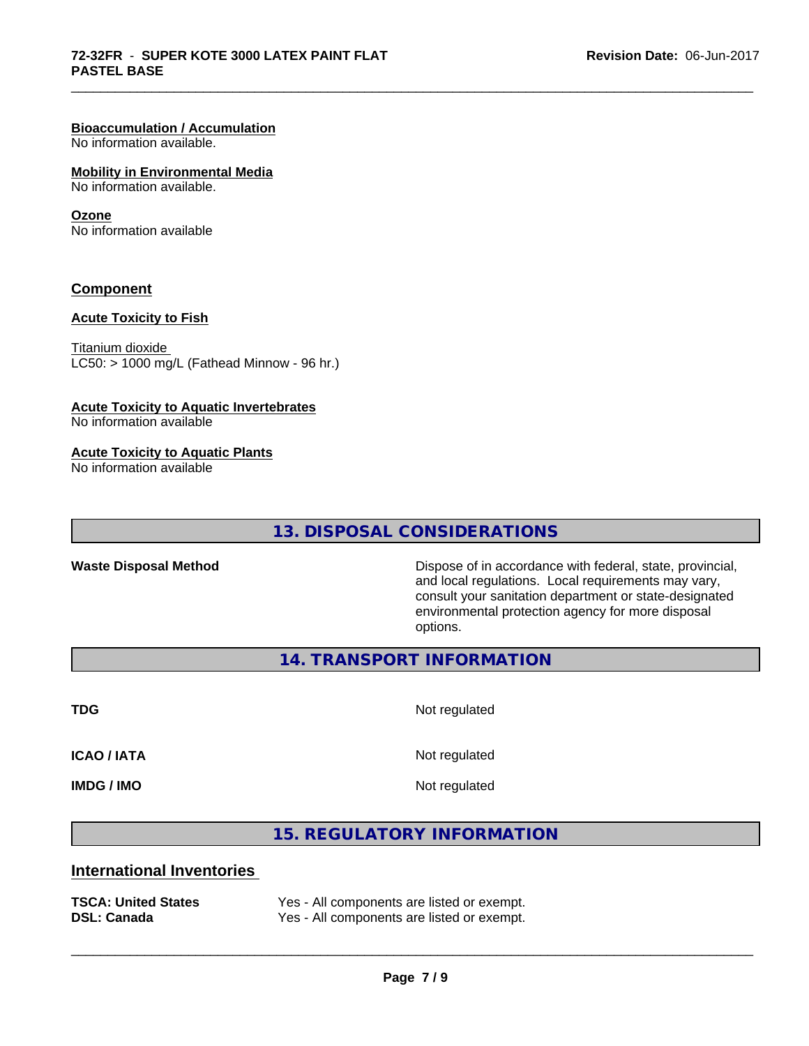**Bioaccumulation / Accumulation**
No information available.

**Mobility in Environmental Media**
No information available.

**Ozone**
No information available

## Component

**Acute Toxicity to Fish**

Titanium dioxide
LC50: > 1000 mg/L (Fathead Minnow - 96 hr.)

**Acute Toxicity to Aquatic Invertebrates**
No information available

**Acute Toxicity to Aquatic Plants**
No information available

## 13. DISPOSAL CONSIDERATIONS

**Waste Disposal Method** — Dispose of in accordance with federal, state, provincial, and local regulations. Local requirements may vary, consult your sanitation department or state-designated environmental protection agency for more disposal options.

## 14. TRANSPORT INFORMATION

| | |
|---|---|
| **TDG** | Not regulated |
| **ICAO / IATA** | Not regulated |
| **IMDG / IMO** | Not regulated |

## 15. REGULATORY INFORMATION

### International Inventories

| | |
|---|---|
| **TSCA: United States** | Yes - All components are listed or exempt. |
| **DSL: Canada** | Yes - All components are listed or exempt. |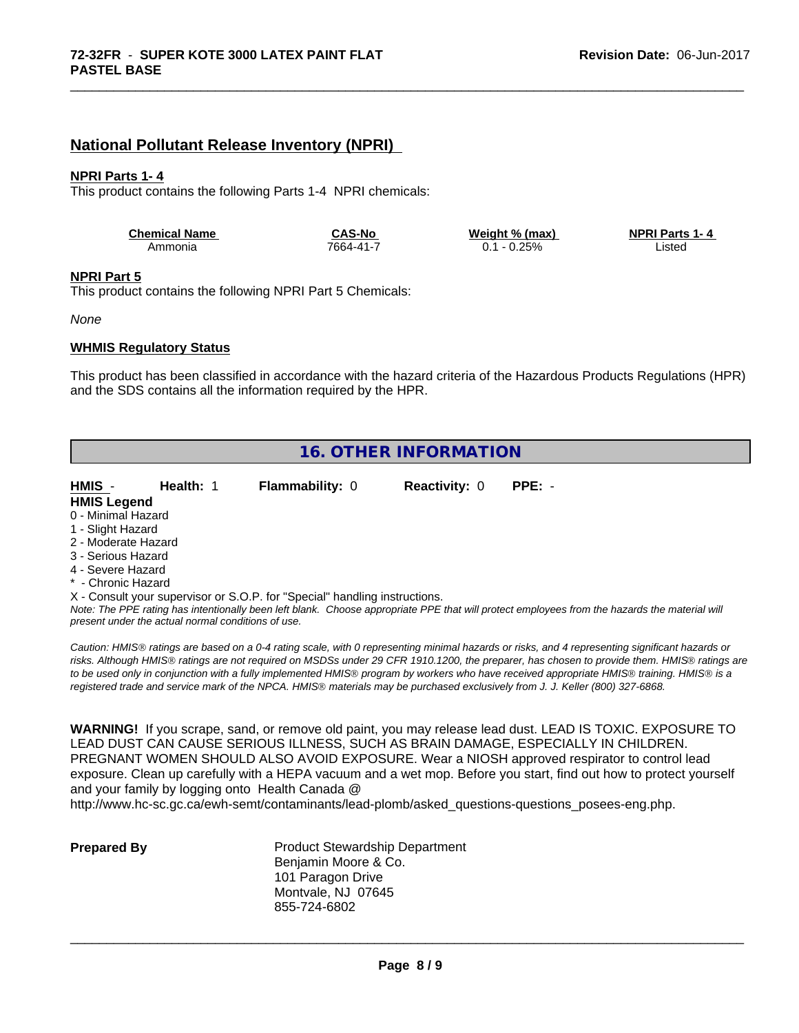## National Pollutant Release Inventory (NPRI)

**NPRI Parts 1- 4**

This product contains the following Parts 1-4 NPRI chemicals:

| Chemical Name | CAS-No | Weight % (max) | NPRI Parts 1- 4 |
|---|---|---|---|
| Ammonia | 7664-41-7 | 0.1 - 0.25% | Listed |

**NPRI Part 5**

This product contains the following NPRI Part 5 Chemicals:

*None*

**WHMIS Regulatory Status**

This product has been classified in accordance with the hazard criteria of the Hazardous Products Regulations (HPR) and the SDS contains all the information required by the HPR.

## 16. OTHER INFORMATION

**HMIS** - **Health:** 1 **Flammability:** 0 **Reactivity:** 0 **PPE:** -

**HMIS Legend**

0 - Minimal Hazard
1 - Slight Hazard
2 - Moderate Hazard
3 - Serious Hazard
4 - Severe Hazard
* - Chronic Hazard
X - Consult your supervisor or S.O.P. for "Special" handling instructions.

*Note: The PPE rating has intentionally been left blank. Choose appropriate PPE that will protect employees from the hazards the material will present under the actual normal conditions of use.*

*Caution: HMIS® ratings are based on a 0-4 rating scale, with 0 representing minimal hazards or risks, and 4 representing significant hazards or risks. Although HMIS® ratings are not required on MSDSs under 29 CFR 1910.1200, the preparer, has chosen to provide them. HMIS® ratings are to be used only in conjunction with a fully implemented HMIS® program by workers who have received appropriate HMIS® training. HMIS® is a registered trade and service mark of the NPCA. HMIS® materials may be purchased exclusively from J. J. Keller (800) 327-6868.*

**WARNING!** If you scrape, sand, or remove old paint, you may release lead dust. LEAD IS TOXIC. EXPOSURE TO LEAD DUST CAN CAUSE SERIOUS ILLNESS, SUCH AS BRAIN DAMAGE, ESPECIALLY IN CHILDREN. PREGNANT WOMEN SHOULD ALSO AVOID EXPOSURE. Wear a NIOSH approved respirator to control lead exposure. Clean up carefully with a HEPA vacuum and a wet mop. Before you start, find out how to protect yourself and your family by logging onto Health Canada @ http://www.hc-sc.gc.ca/ewh-semt/contaminants/lead-plomb/asked_questions-questions_posees-eng.php.

**Prepared By**

Product Stewardship Department
Benjamin Moore & Co.
101 Paragon Drive
Montvale, NJ 07645
855-724-6802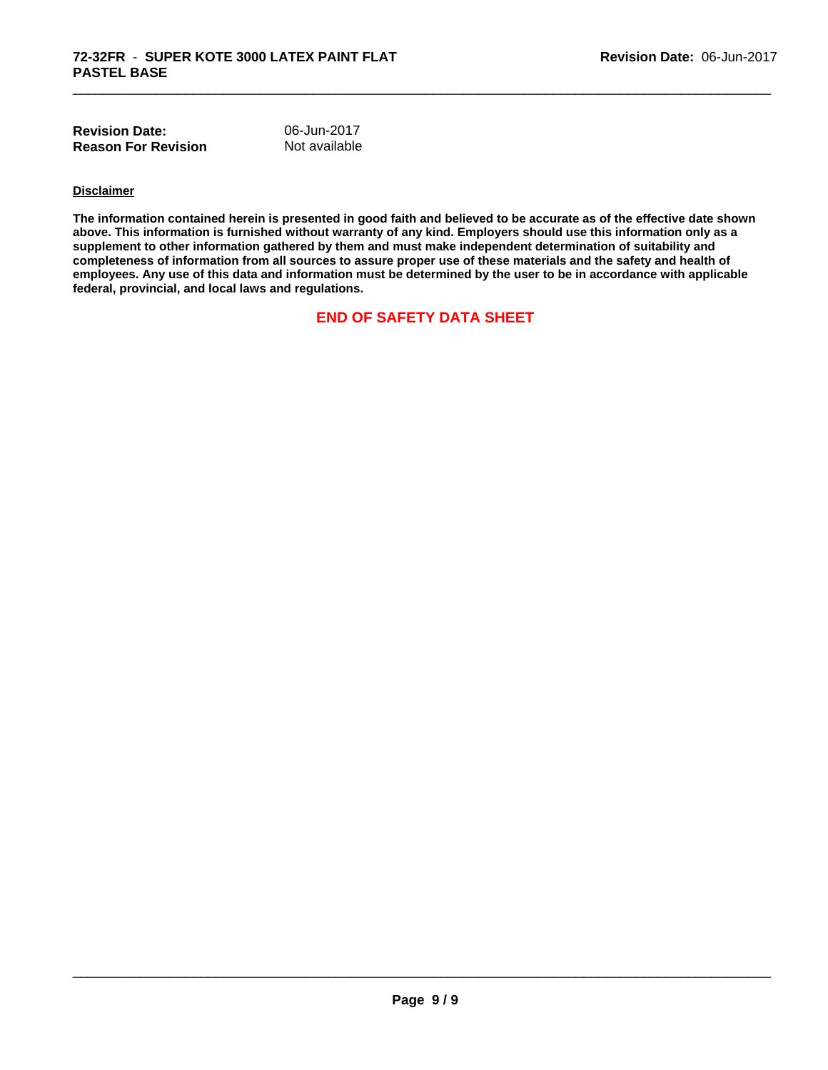**Revision Date:** 06-Jun-2017
**Reason For Revision** Not available

**Disclaimer**

**The information contained herein is presented in good faith and believed to be accurate as of the effective date shown above. This information is furnished without warranty of any kind. Employers should use this information only as a supplement to other information gathered by them and must make independent determination of suitability and completeness of information from all sources to assure proper use of these materials and the safety and health of employees. Any use of this data and information must be determined by the user to be in accordance with applicable federal, provincial, and local laws and regulations.**

**END OF SAFETY DATA SHEET**